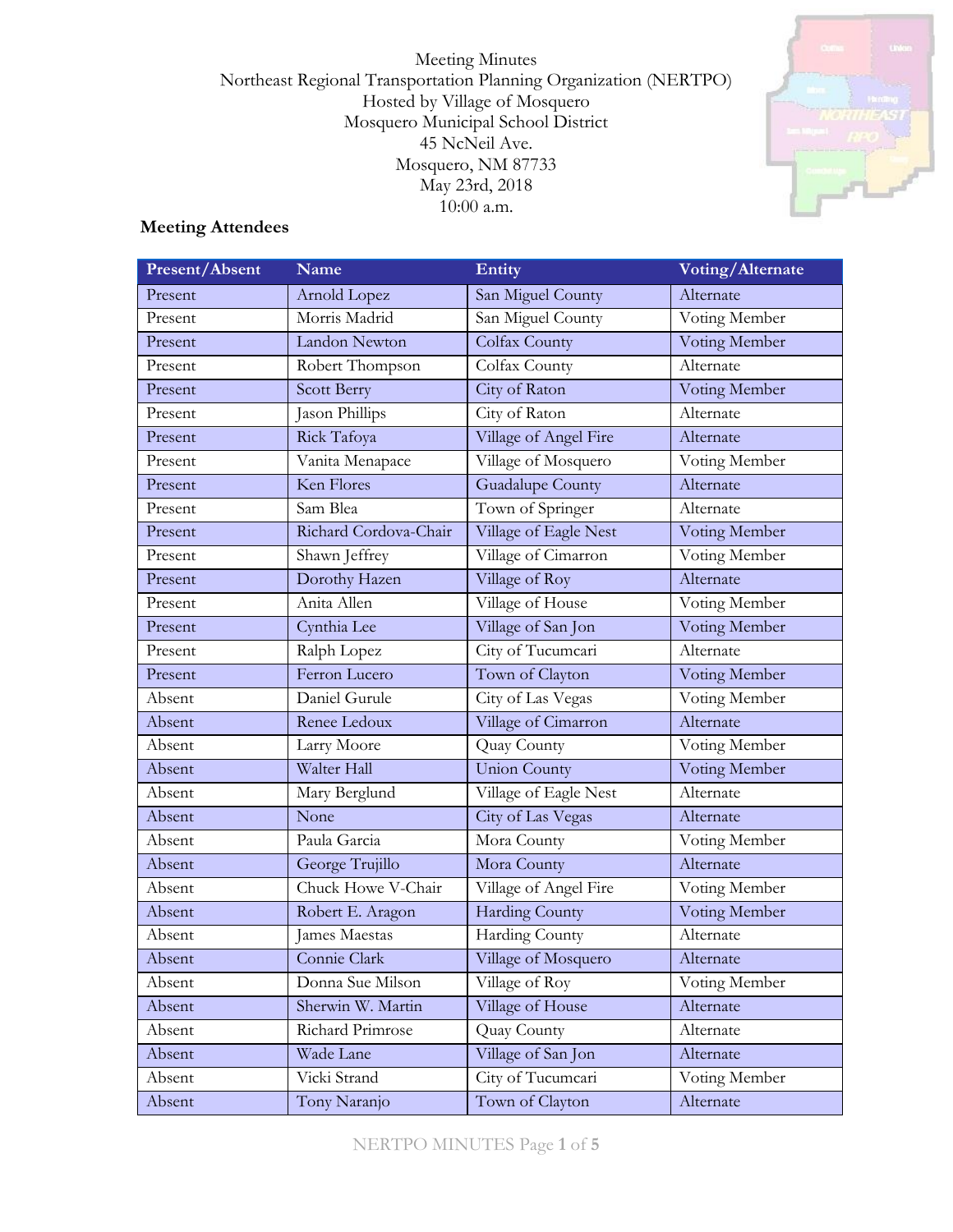Meeting Minutes
Northeast Regional Transportation Planning Organization (NERTPO)
Hosted by Village of Mosquero
Mosquero Municipal School District
45 NcNeil Ave.
Mosquero, NM 87733
May 23rd, 2018
10:00 a.m.

## Meeting Attendees

| Present/Absent | Name | Entity | Voting/Alternate |
|---|---|---|---|
| Present | Arnold Lopez | San Miguel County | Alternate |
| Present | Morris Madrid | San Miguel County | Voting Member |
| Present | Landon Newton | Colfax County | Voting Member |
| Present | Robert Thompson | Colfax County | Alternate |
| Present | Scott Berry | City of Raton | Voting Member |
| Present | Jason Phillips | City of Raton | Alternate |
| Present | Rick Tafoya | Village of Angel Fire | Alternate |
| Present | Vanita Menapace | Village of Mosquero | Voting Member |
| Present | Ken Flores | Guadalupe County | Alternate |
| Present | Sam Blea | Town of Springer | Alternate |
| Present | Richard Cordova-Chair | Village of Eagle Nest | Voting Member |
| Present | Shawn Jeffrey | Village of Cimarron | Voting Member |
| Present | Dorothy Hazen | Village of Roy | Alternate |
| Present | Anita Allen | Village of House | Voting Member |
| Present | Cynthia Lee | Village of San Jon | Voting Member |
| Present | Ralph Lopez | City of Tucumcari | Alternate |
| Present | Ferron Lucero | Town of Clayton | Voting Member |
| Absent | Daniel Gurule | City of Las Vegas | Voting Member |
| Absent | Renee Ledoux | Village of Cimarron | Alternate |
| Absent | Larry Moore | Quay County | Voting Member |
| Absent | Walter Hall | Union County | Voting Member |
| Absent | Mary Berglund | Village of Eagle Nest | Alternate |
| Absent | None | City of Las Vegas | Alternate |
| Absent | Paula Garcia | Mora County | Voting Member |
| Absent | George Trujillo | Mora County | Alternate |
| Absent | Chuck Howe V-Chair | Village of Angel Fire | Voting Member |
| Absent | Robert E. Aragon | Harding County | Voting Member |
| Absent | James Maestas | Harding County | Alternate |
| Absent | Connie Clark | Village of Mosquero | Alternate |
| Absent | Donna Sue Milson | Village of Roy | Voting Member |
| Absent | Sherwin W. Martin | Village of House | Alternate |
| Absent | Richard Primrose | Quay County | Alternate |
| Absent | Wade Lane | Village of San Jon | Alternate |
| Absent | Vicki Strand | City of Tucumcari | Voting Member |
| Absent | Tony Naranjo | Town of Clayton | Alternate |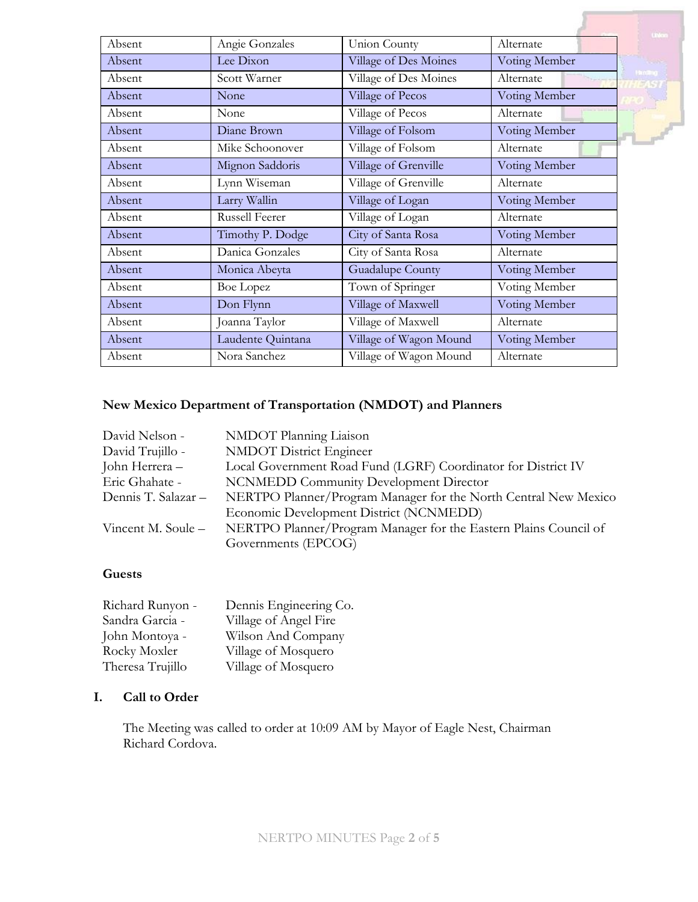| | | | |
|---|---|---|---|
| Absent | Angie Gonzales | Union County | Alternate |
| Absent | Lee Dixon | Village of Des Moines | Voting Member |
| Absent | Scott Warner | Village of Des Moines | Alternate |
| Absent | None | Village of Pecos | Voting Member |
| Absent | None | Village of Pecos | Alternate |
| Absent | Diane Brown | Village of Folsom | Voting Member |
| Absent | Mike Schoonover | Village of Folsom | Alternate |
| Absent | Mignon Saddoris | Village of Grenville | Voting Member |
| Absent | Lynn Wiseman | Village of Grenville | Alternate |
| Absent | Larry Wallin | Village of Logan | Voting Member |
| Absent | Russell Feerer | Village of Logan | Alternate |
| Absent | Timothy P. Dodge | City of Santa Rosa | Voting Member |
| Absent | Danica Gonzales | City of Santa Rosa | Alternate |
| Absent | Monica Abeyta | Guadalupe County | Voting Member |
| Absent | Boe Lopez | Town of Springer | Voting Member |
| Absent | Don Flynn | Village of Maxwell | Voting Member |
| Absent | Joanna Taylor | Village of Maxwell | Alternate |
| Absent | Laudente Quintana | Village of Wagon Mound | Voting Member |
| Absent | Nora Sanchez | Village of Wagon Mound | Alternate |

### New Mexico Department of Transportation (NMDOT) and Planners

David Nelson - NMDOT Planning Liaison
David Trujillo - NMDOT District Engineer
John Herrera – Local Government Road Fund (LGRF) Coordinator for District IV
Eric Ghahate - NCNMEDD Community Development Director
Dennis T. Salazar – NERTPO Planner/Program Manager for the North Central New Mexico Economic Development District (NCNMEDD)
Vincent M. Soule – NERTPO Planner/Program Manager for the Eastern Plains Council of Governments (EPCOG)

### Guests

Richard Runyon - Dennis Engineering Co.
Sandra Garcia - Village of Angel Fire
John Montoya - Wilson And Company
Rocky Moxler Village of Mosquero
Theresa Trujillo Village of Mosquero

## I. Call to Order

The Meeting was called to order at 10:09 AM by Mayor of Eagle Nest, Chairman Richard Cordova.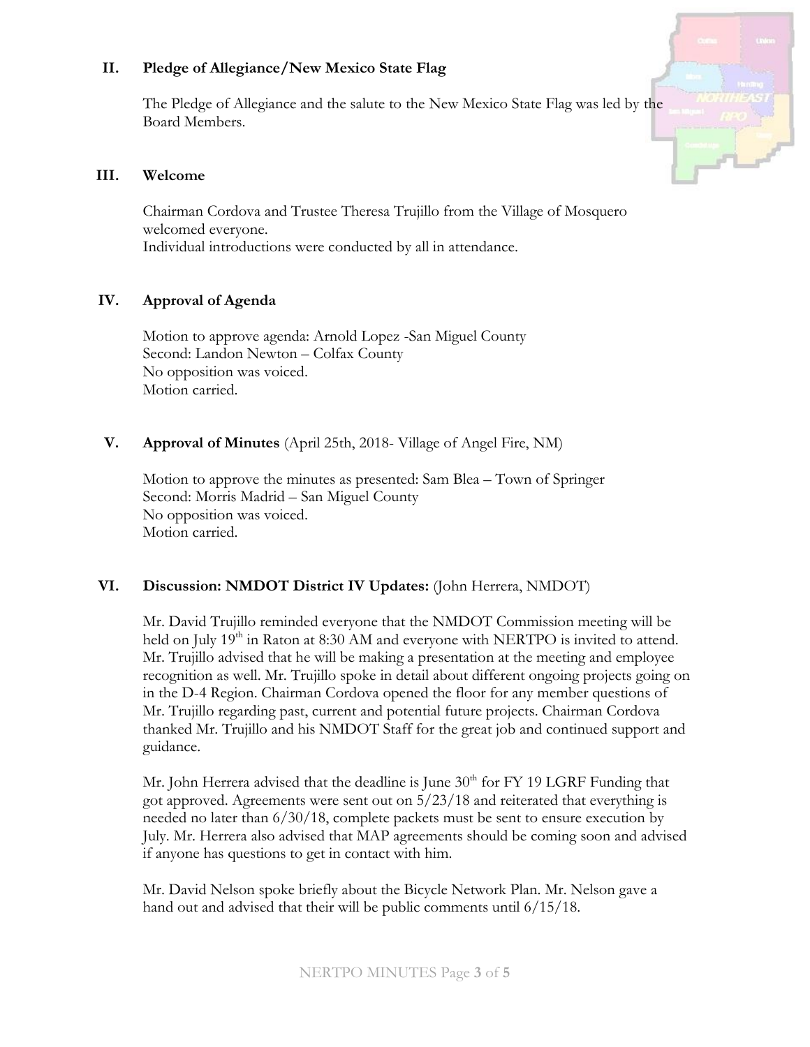## II. Pledge of Allegiance/New Mexico State Flag

The Pledge of Allegiance and the salute to the New Mexico State Flag was led by the Board Members.

## III. Welcome

Chairman Cordova and Trustee Theresa Trujillo from the Village of Mosquero welcomed everyone.
Individual introductions were conducted by all in attendance.

## IV. Approval of Agenda

Motion to approve agenda: Arnold Lopez -San Miguel County
Second: Landon Newton – Colfax County
No opposition was voiced.
Motion carried.

## V. Approval of Minutes (April 25th, 2018- Village of Angel Fire, NM)

Motion to approve the minutes as presented: Sam Blea – Town of Springer
Second: Morris Madrid – San Miguel County
No opposition was voiced.
Motion carried.

## VI. Discussion: NMDOT District IV Updates: (John Herrera, NMDOT)

Mr. David Trujillo reminded everyone that the NMDOT Commission meeting will be held on July 19th in Raton at 8:30 AM and everyone with NERTPO is invited to attend. Mr. Trujillo advised that he will be making a presentation at the meeting and employee recognition as well. Mr. Trujillo spoke in detail about different ongoing projects going on in the D-4 Region. Chairman Cordova opened the floor for any member questions of Mr. Trujillo regarding past, current and potential future projects. Chairman Cordova thanked Mr. Trujillo and his NMDOT Staff for the great job and continued support and guidance.

Mr. John Herrera advised that the deadline is June 30th for FY 19 LGRF Funding that got approved. Agreements were sent out on 5/23/18 and reiterated that everything is needed no later than 6/30/18, complete packets must be sent to ensure execution by July. Mr. Herrera also advised that MAP agreements should be coming soon and advised if anyone has questions to get in contact with him.

Mr. David Nelson spoke briefly about the Bicycle Network Plan. Mr. Nelson gave a hand out and advised that their will be public comments until 6/15/18.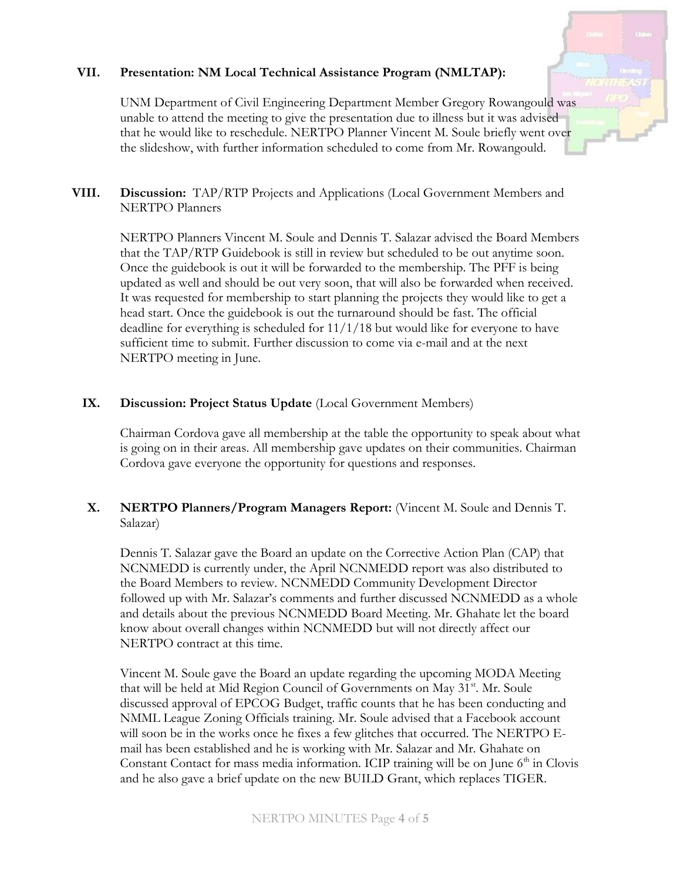## VII. Presentation: NM Local Technical Assistance Program (NMLTAP):

UNM Department of Civil Engineering Department Member Gregory Rowangould was unable to attend the meeting to give the presentation due to illness but it was advised that he would like to reschedule. NERTPO Planner Vincent M. Soule briefly went over the slideshow, with further information scheduled to come from Mr. Rowangould.

## VIII. Discussion: TAP/RTP Projects and Applications (Local Government Members and NERTPO Planners

NERTPO Planners Vincent M. Soule and Dennis T. Salazar advised the Board Members that the TAP/RTP Guidebook is still in review but scheduled to be out anytime soon. Once the guidebook is out it will be forwarded to the membership. The PFF is being updated as well and should be out very soon, that will also be forwarded when received. It was requested for membership to start planning the projects they would like to get a head start. Once the guidebook is out the turnaround should be fast. The official deadline for everything is scheduled for 11/1/18 but would like for everyone to have sufficient time to submit. Further discussion to come via e-mail and at the next NERTPO meeting in June.

## IX. Discussion: Project Status Update (Local Government Members)

Chairman Cordova gave all membership at the table the opportunity to speak about what is going on in their areas. All membership gave updates on their communities. Chairman Cordova gave everyone the opportunity for questions and responses.

## X. NERTPO Planners/Program Managers Report: (Vincent M. Soule and Dennis T. Salazar)

Dennis T. Salazar gave the Board an update on the Corrective Action Plan (CAP) that NCNMEDD is currently under, the April NCNMEDD report was also distributed to the Board Members to review. NCNMEDD Community Development Director followed up with Mr. Salazar's comments and further discussed NCNMEDD as a whole and details about the previous NCNMEDD Board Meeting. Mr. Ghahate let the board know about overall changes within NCNMEDD but will not directly affect our NERTPO contract at this time.

Vincent M. Soule gave the Board an update regarding the upcoming MODA Meeting that will be held at Mid Region Council of Governments on May 31st. Mr. Soule discussed approval of EPCOG Budget, traffic counts that he has been conducting and NMML League Zoning Officials training. Mr. Soule advised that a Facebook account will soon be in the works once he fixes a few glitches that occurred. The NERTPO E-mail has been established and he is working with Mr. Salazar and Mr. Ghahate on Constant Contact for mass media information. ICIP training will be on June 6th in Clovis and he also gave a brief update on the new BUILD Grant, which replaces TIGER.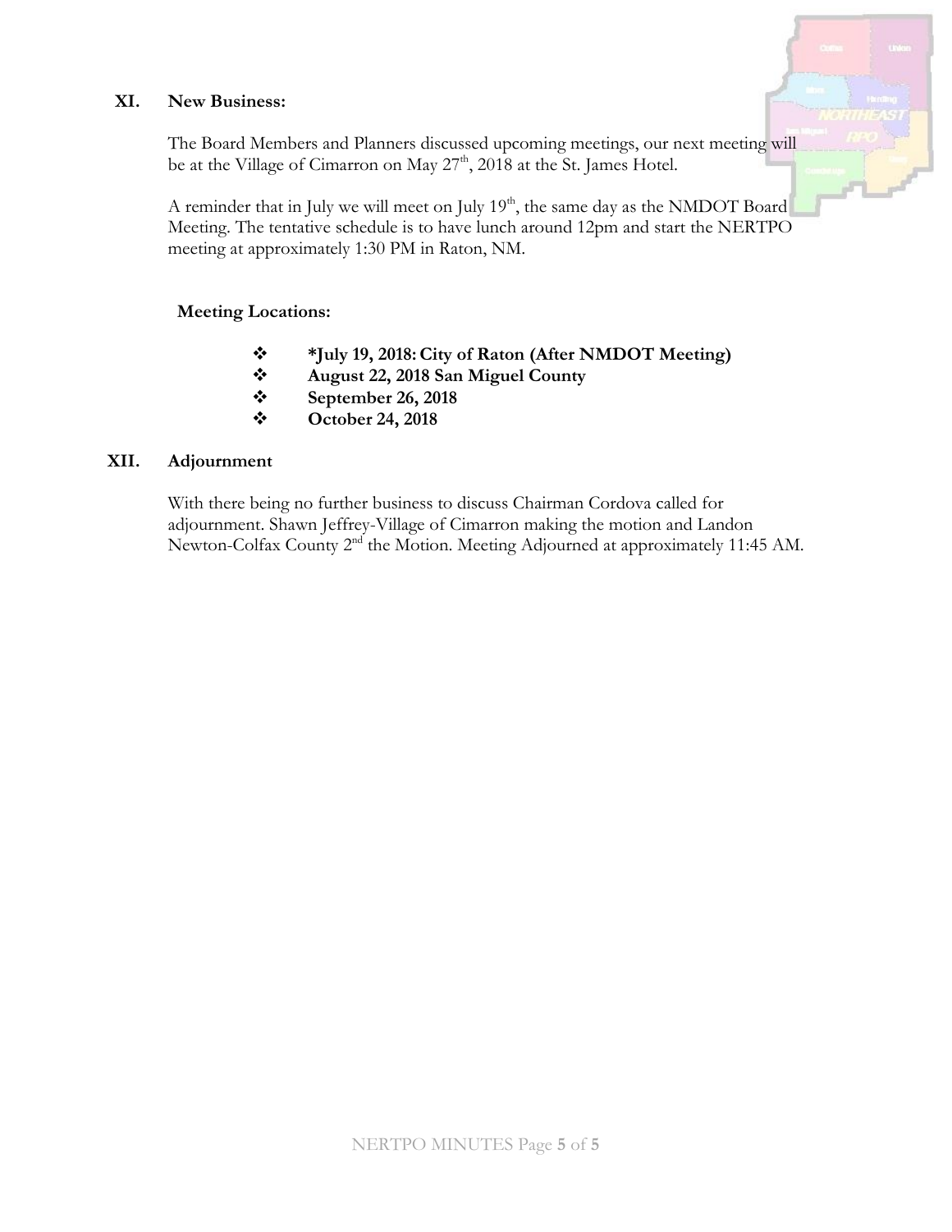## XI. New Business:

The Board Members and Planners discussed upcoming meetings, our next meeting will be at the Village of Cimarron on May 27th, 2018 at the St. James Hotel.

A reminder that in July we will meet on July 19th, the same day as the NMDOT Board Meeting. The tentative schedule is to have lunch around 12pm and start the NERTPO meeting at approximately 1:30 PM in Raton, NM.

**Meeting Locations:**

- ***July 19, 2018: City of Raton (After NMDOT Meeting)**
- **August 22, 2018 San Miguel County**
- **September 26, 2018**
- **October 24, 2018**

## XII. Adjournment

With there being no further business to discuss Chairman Cordova called for adjournment. Shawn Jeffrey-Village of Cimarron making the motion and Landon Newton-Colfax County 2nd the Motion. Meeting Adjourned at approximately 11:45 AM.